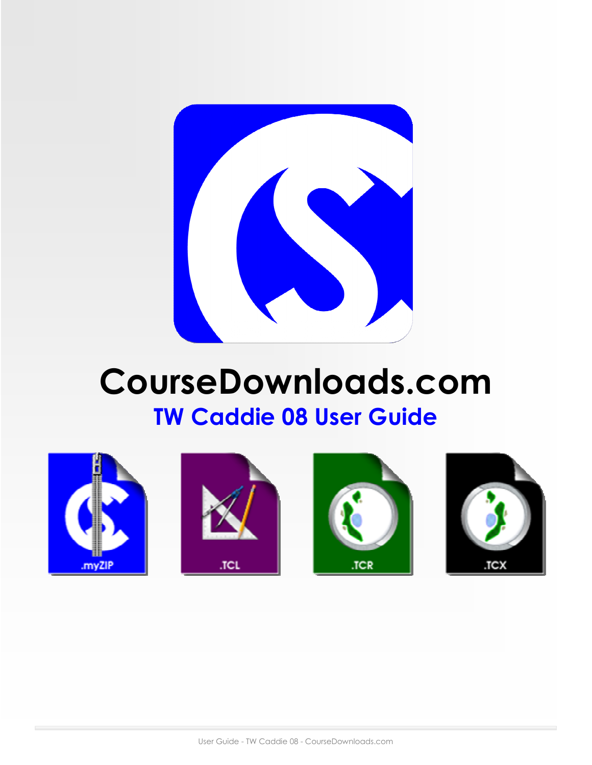# CourseDownloads.com

## TW Caddie 08 User Guide

.myZIP .TCL .TCR .TCX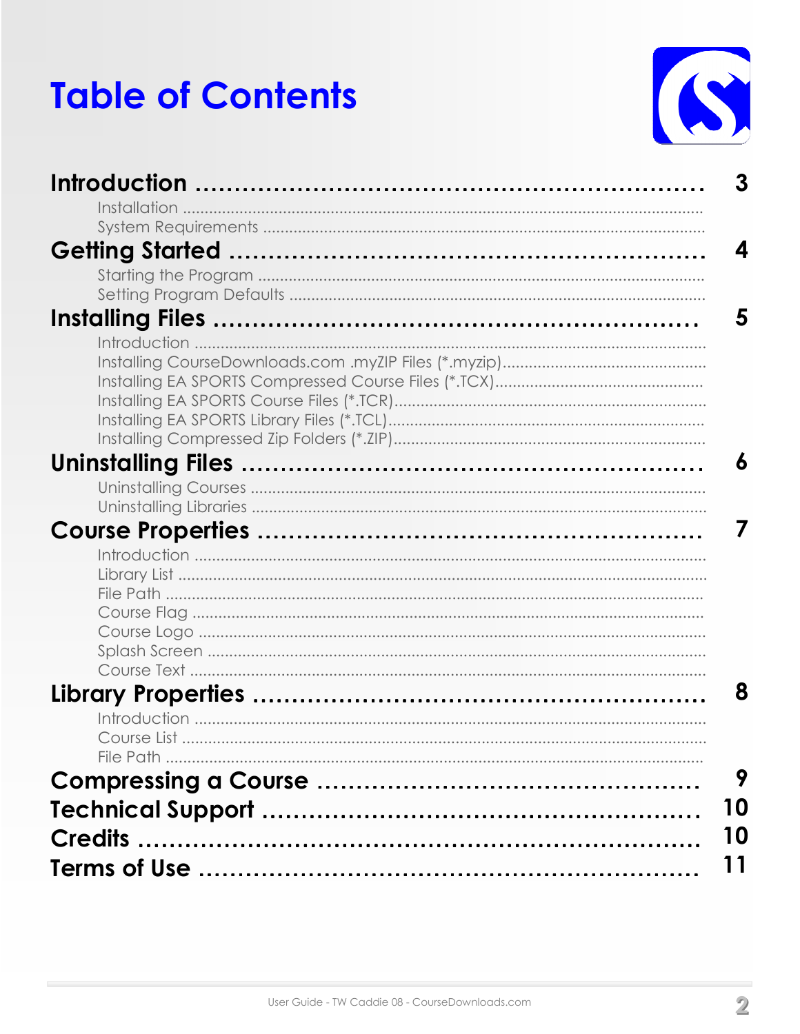# Table of Contents

**Introduction** ........................................................ 3

- Installation
- System Requirements

**Getting Started** ........................................................ 4

- Starting the Program
- Setting Program Defaults

**Installing Files** ........................................................ 5

- Introduction
- Installing CourseDownloads.com .myZIP Files (*.myzip)
- Installing EA SPORTS Compressed Course Files (*.TCX)
- Installing EA SPORTS Course Files (*.TCR)
- Installing EA SPORTS Library Files (*.TCL)
- Installing Compressed Zip Folders (*.ZIP)

**Uninstalling Files** ........................................................ 6

- Uninstalling Courses
- Uninstalling Libraries

**Course Properties** ........................................................ 7

- Introduction
- Library List
- File Path
- Course Flag
- Course Logo
- Splash Screen
- Course Text

**Library Properties** ........................................................ 8

- Introduction
- Course List
- File Path

**Compressing a Course** ........................................................ 9

**Technical Support** ........................................................ 10

**Credits** ........................................................ 10

**Terms of Use** ........................................................ 11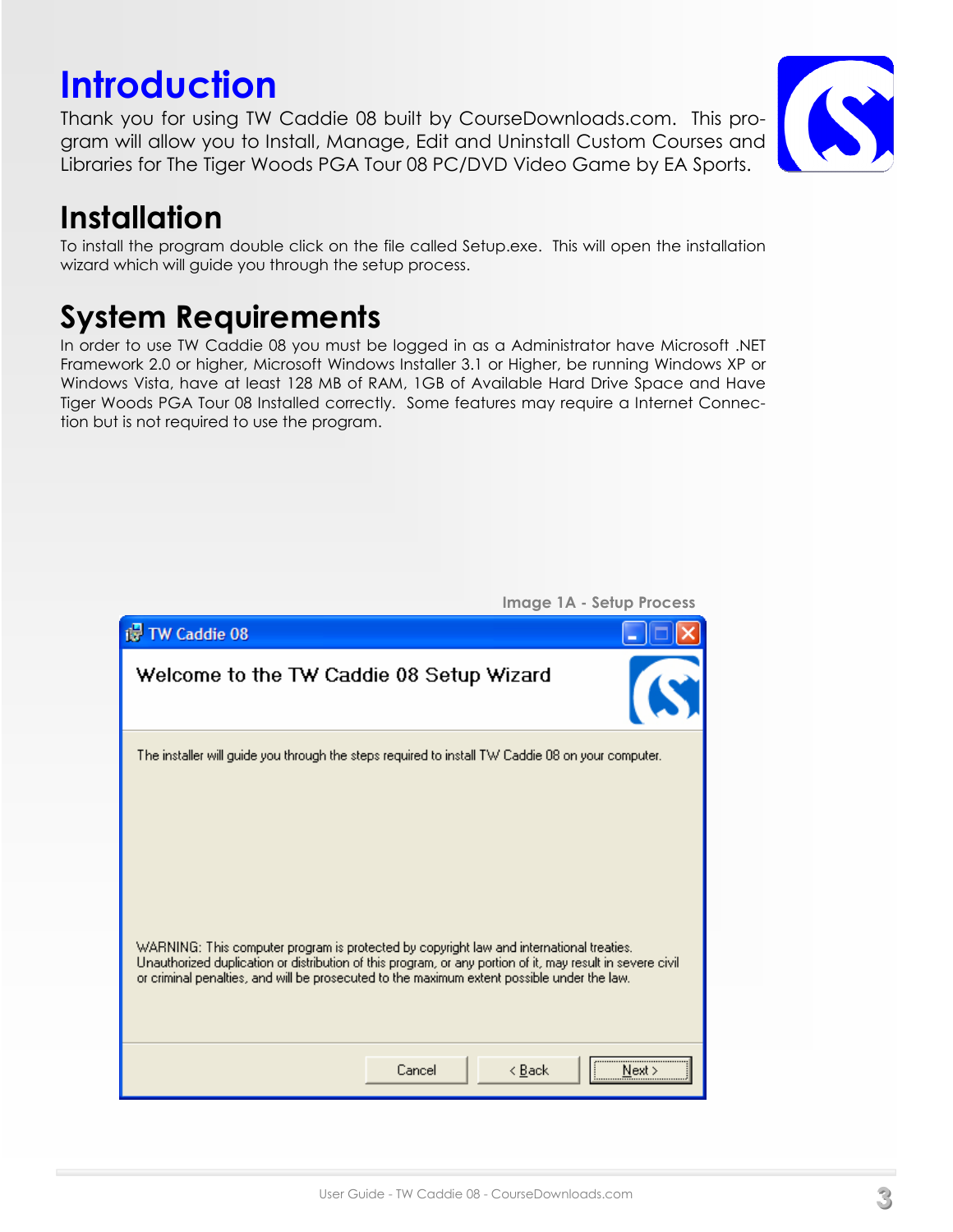# Introduction

Thank you for using TW Caddie 08 built by CourseDownloads.com. This program will allow you to Install, Manage, Edit and Uninstall Custom Courses and Libraries for The Tiger Woods PGA Tour 08 PC/DVD Video Game by EA Sports.

# Installation

To install the program double click on the file called Setup.exe. This will open the installation wizard which will guide you through the setup process.

# System Requirements

In order to use TW Caddie 08 you must be logged in as a Administrator have Microsoft .NET Framework 2.0 or higher, Microsoft Windows Installer 3.1 or Higher, be running Windows XP or Windows Vista, have at least 128 MB of RAM, 1GB of Available Hard Drive Space and Have Tiger Woods PGA Tour 08 Installed correctly. Some features may require a Internet Connection but is not required to use the program.

Image 1A - Setup Process

TW Caddie 08

Welcome to the TW Caddie 08 Setup Wizard

The installer will guide you through the steps required to install TW Caddie 08 on your computer.

WARNING: This computer program is protected by copyright law and international treaties. Unauthorized duplication or distribution of this program, or any portion of it, may result in severe civil or criminal penalties, and will be prosecuted to the maximum extent possible under the law.

Cancel | < Back | Next >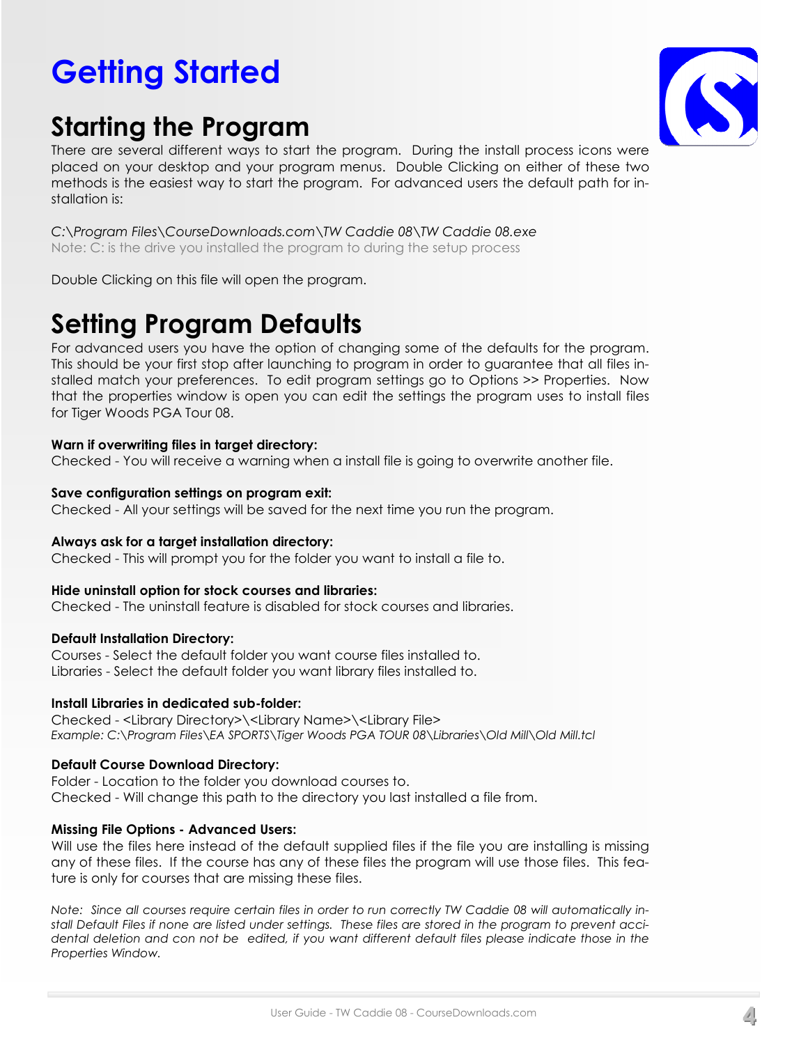# Getting Started

## Starting the Program

There are several different ways to start the program. During the install process icons were placed on your desktop and your program menus. Double Clicking on either of these two methods is the easiest way to start the program. For advanced users the default path for installation is:

*C:\Program Files\CourseDownloads.com\TW Caddie 08\TW Caddie 08.exe*
Note: C: is the drive you installed the program to during the setup process

Double Clicking on this file will open the program.

## Setting Program Defaults

For advanced users you have the option of changing some of the defaults for the program. This should be your first stop after launching to program in order to guarantee that all files installed match your preferences. To edit program settings go to Options >> Properties. Now that the properties window is open you can edit the settings the program uses to install files for Tiger Woods PGA Tour 08.

**Warn if overwriting files in target directory:**
Checked - You will receive a warning when a install file is going to overwrite another file.

**Save configuration settings on program exit:**
Checked - All your settings will be saved for the next time you run the program.

**Always ask for a target installation directory:**
Checked - This will prompt you for the folder you want to install a file to.

**Hide uninstall option for stock courses and libraries:**
Checked - The uninstall feature is disabled for stock courses and libraries.

**Default Installation Directory:**
Courses - Select the default folder you want course files installed to.
Libraries - Select the default folder you want library files installed to.

**Install Libraries in dedicated sub-folder:**
Checked - <Library Directory>\<Library Name>\<Library File>
*Example: C:\Program Files\EA SPORTS\Tiger Woods PGA TOUR 08\Libraries\Old Mill\Old Mill.tcl*

**Default Course Download Directory:**
Folder - Location to the folder you download courses to.
Checked - Will change this path to the directory you last installed a file from.

**Missing File Options - Advanced Users:**
Will use the files here instead of the default supplied files if the file you are installing is missing any of these files. If the course has any of these files the program will use those files. This feature is only for courses that are missing these files.

*Note: Since all courses require certain files in order to run correctly TW Caddie 08 will automatically install Default Files if none are listed under settings. These files are stored in the program to prevent accidental deletion and con not be edited, if you want different default files please indicate those in the Properties Window.*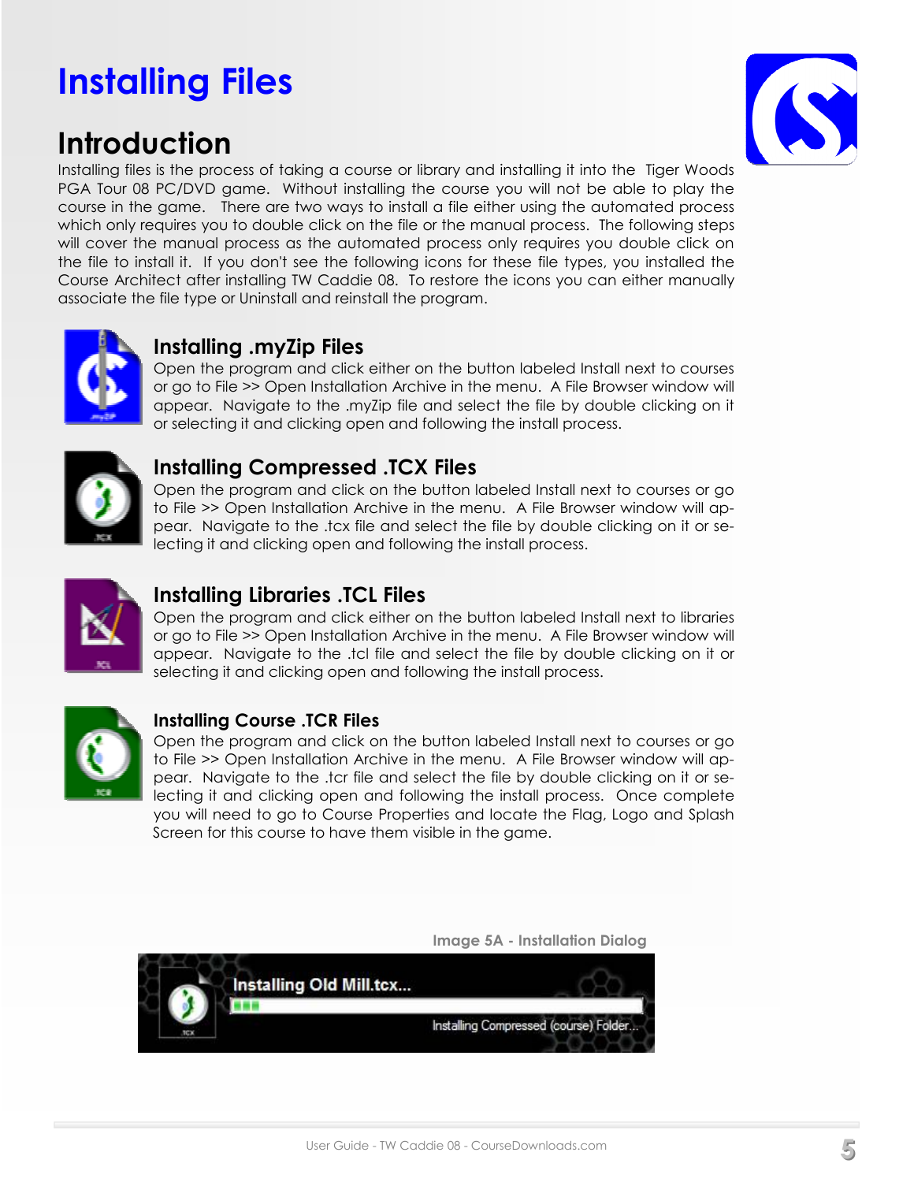# Installing Files

## Introduction

Installing files is the process of taking a course or library and installing it into the Tiger Woods PGA Tour 08 PC/DVD game. Without installing the course you will not be able to play the course in the game. There are two ways to install a file either using the automated process which only requires you to double click on the file or the manual process. The following steps will cover the manual process as the automated process only requires you double click on the file to install it. If you don't see the following icons for these file types, you installed the Course Architect after installing TW Caddie 08. To restore the icons you can either manually associate the file type or Uninstall and reinstall the program.

### Installing .myZip Files

Open the program and click either on the button labeled Install next to courses or go to File >> Open Installation Archive in the menu. A File Browser window will appear. Navigate to the .myZip file and select the file by double clicking on it or selecting it and clicking open and following the install process.

### Installing Compressed .TCX Files

Open the program and click on the button labeled Install next to courses or go to File >> Open Installation Archive in the menu. A File Browser window will appear. Navigate to the .tcx file and select the file by double clicking on it or selecting it and clicking open and following the install process.

### Installing Libraries .TCL Files

Open the program and click either on the button labeled Install next to libraries or go to File >> Open Installation Archive in the menu. A File Browser window will appear. Navigate to the .tcl file and select the file by double clicking on it or selecting it and clicking open and following the install process.

### Installing Course .TCR Files

Open the program and click on the button labeled Install next to courses or go to File >> Open Installation Archive in the menu. A File Browser window will appear. Navigate to the .tcr file and select the file by double clicking on it or selecting it and clicking open and following the install process. Once complete you will need to go to Course Properties and locate the Flag, Logo and Splash Screen for this course to have them visible in the game.

Image 5A - Installation Dialog

Installing Old Mill.tcx...

Installing Compressed (course) Folder...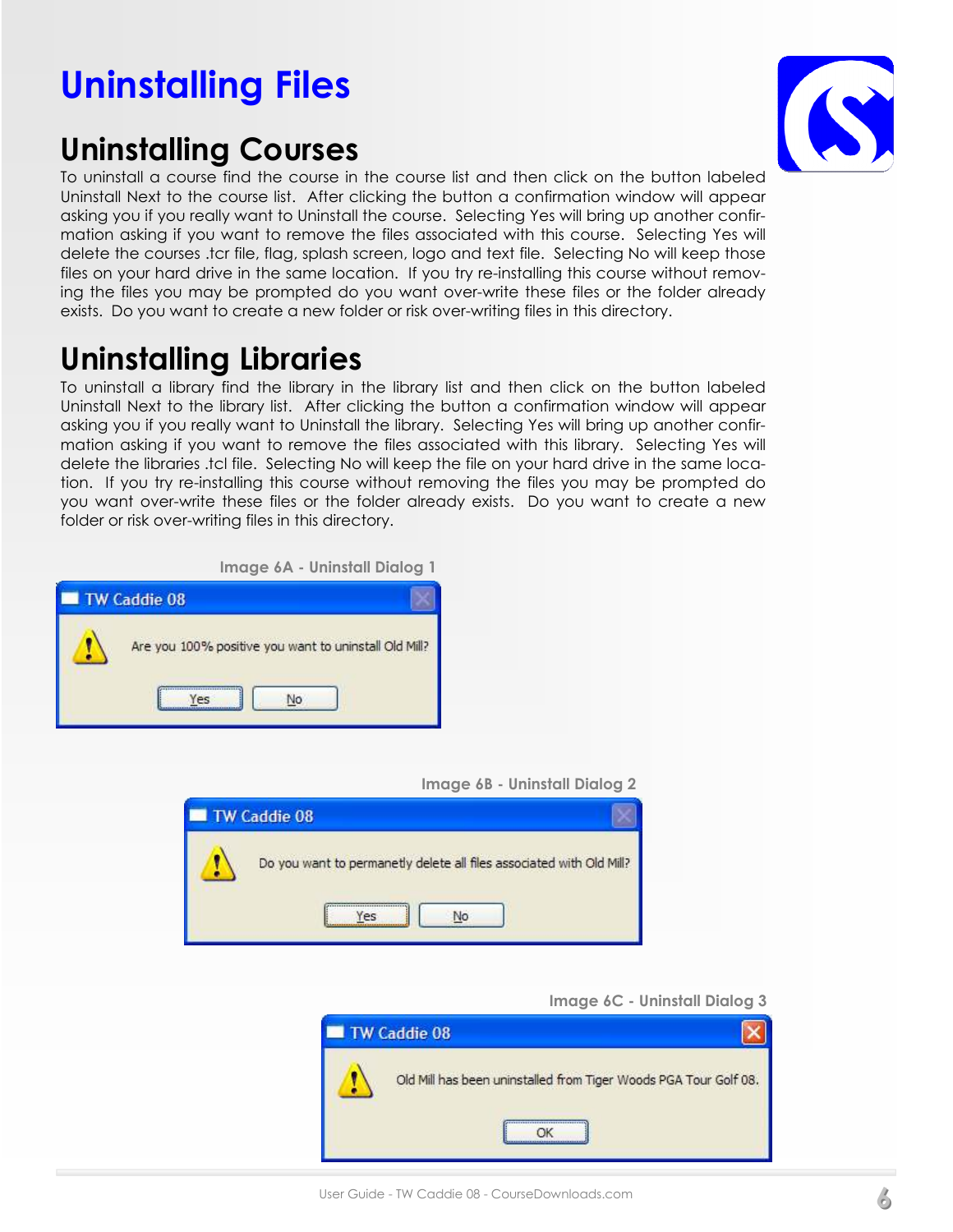# Uninstalling Files

## Uninstalling Courses

To uninstall a course find the course in the course list and then click on the button labeled Uninstall Next to the course list. After clicking the button a confirmation window will appear asking you if you really want to Uninstall the course. Selecting Yes will bring up another confirmation asking if you want to remove the files associated with this course. Selecting Yes will delete the courses .tcr file, flag, splash screen, logo and text file. Selecting No will keep those files on your hard drive in the same location. If you try re-installing this course without removing the files you may be prompted do you want over-write these files or the folder already exists. Do you want to create a new folder or risk over-writing files in this directory.

## Uninstalling Libraries

To uninstall a library find the library in the library list and then click on the button labeled Uninstall Next to the library list. After clicking the button a confirmation window will appear asking you if you really want to Uninstall the library. Selecting Yes will bring up another confirmation asking if you want to remove the files associated with this library. Selecting Yes will delete the libraries .tcl file. Selecting No will keep the file on your hard drive in the same location. If you try re-installing this course without removing the files you may be prompted do you want over-write these files or the folder already exists. Do you want to create a new folder or risk over-writing files in this directory.

Image 6A - Uninstall Dialog 1

TW Caddie 08

Are you 100% positive you want to uninstall Old Mill?

Yes No

Image 6B - Uninstall Dialog 2

TW Caddie 08

Do you want to permanetly delete all files associated with Old Mill?

Yes No

Image 6C - Uninstall Dialog 3

TW Caddie 08

Old Mill has been uninstalled from Tiger Woods PGA Tour Golf 08.

OK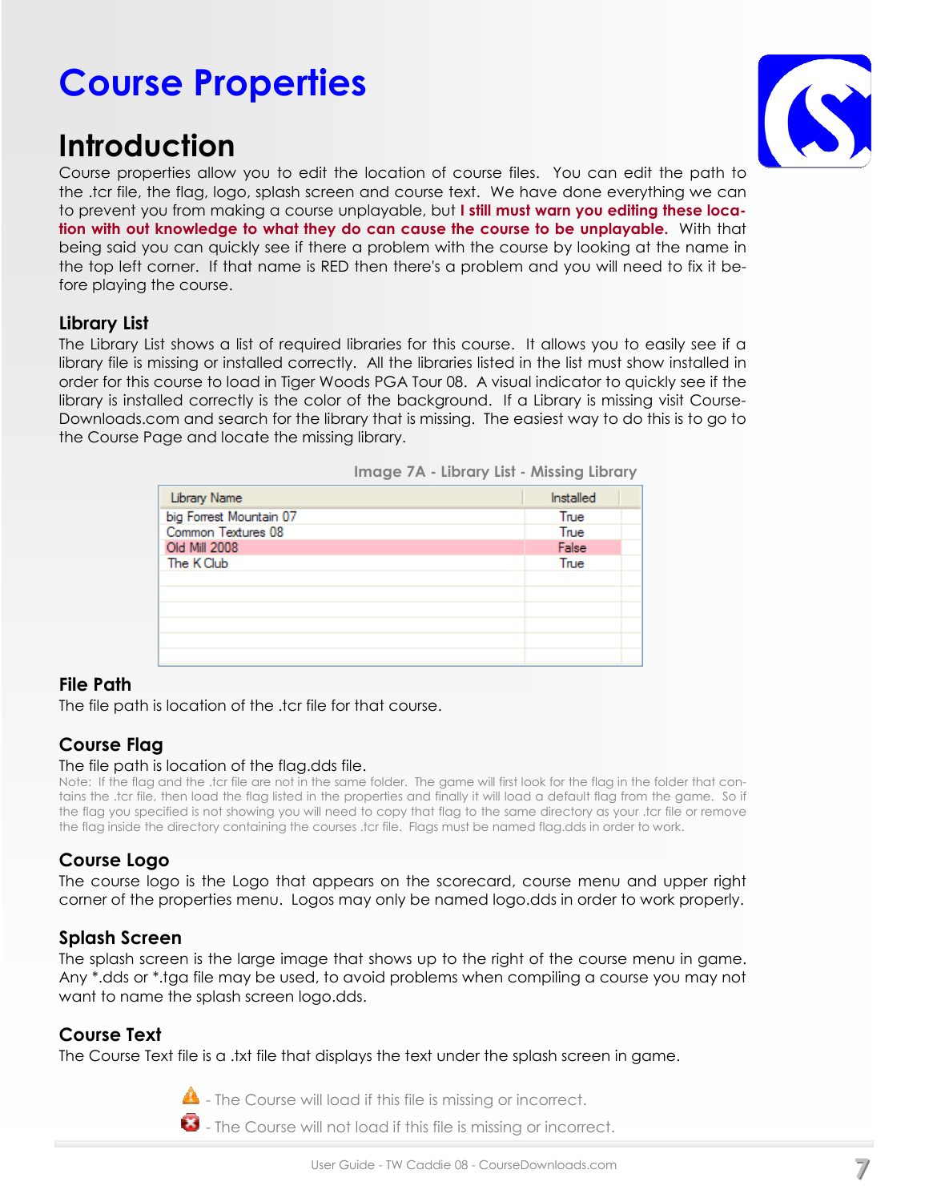# Course Properties

## Introduction

Course properties allow you to edit the location of course files. You can edit the path to the .tcr file, the flag, logo, splash screen and course text. We have done everything we can to prevent you from making a course unplayable, but **I still must warn you editing these location with out knowledge to what they do can cause the course to be unplayable.** With that being said you can quickly see if there a problem with the course by looking at the name in the top left corner. If that name is RED then there's a problem and you will need to fix it before playing the course.

### Library List

The Library List shows a list of required libraries for this course. It allows you to easily see if a library file is missing or installed correctly. All the libraries listed in the list must show installed in order for this course to load in Tiger Woods PGA Tour 08. A visual indicator to quickly see if the library is installed correctly is the color of the background. If a Library is missing visit CourseDownloads.com and search for the library that is missing. The easiest way to do this is to go to the Course Page and locate the missing library.

Image 7A - Library List - Missing Library

| Library Name | Installed |
|---|---|
| big Forrest Mountain 07 | True |
| Common Textures 08 | True |
| Old Mill 2008 | False |
| The K Club | True |

### File Path

The file path is location of the .tcr file for that course.

### Course Flag

The file path is location of the flag.dds file.

Note: If the flag and the .tcr file are not in the same folder. The game will first look for the flag in the folder that contains the .tcr file, then load the flag listed in the properties and finally it will load a default flag from the game. So if the flag you specified is not showing you will need to copy that flag to the same directory as your .tcr file or remove the flag inside the directory containing the courses .tcr file. Flags must be named flag.dds in order to work.

### Course Logo

The course logo is the Logo that appears on the scorecard, course menu and upper right corner of the properties menu. Logos may only be named logo.dds in order to work properly.

### Splash Screen

The splash screen is the large image that shows up to the right of the course menu in game. Any *.dds or *.tga file may be used, to avoid problems when compiling a course you may not want to name the splash screen logo.dds.

### Course Text

The Course Text file is a .txt file that displays the text under the splash screen in game.

- The Course will load if this file is missing or incorrect.
- The Course will not load if this file is missing or incorrect.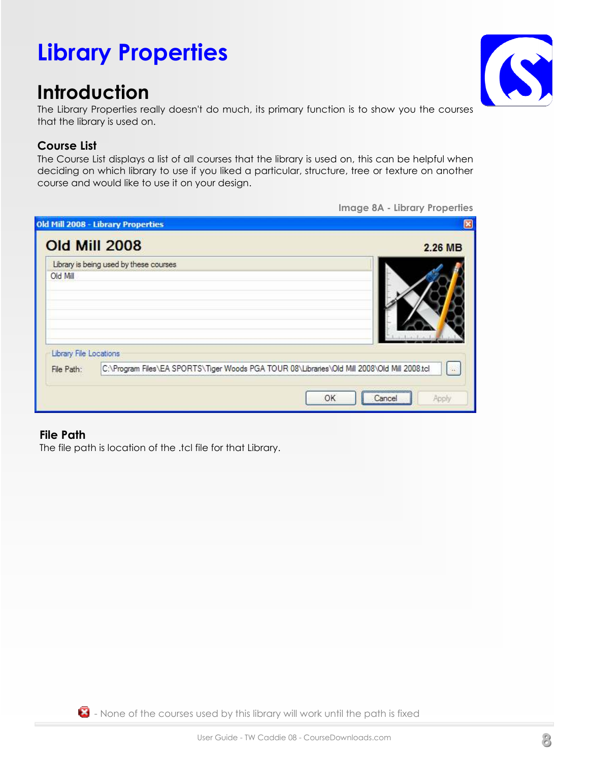# Library Properties

## Introduction

The Library Properties really doesn't do much, its primary function is to show you the courses that the library is used on.

### Course List

The Course List displays a list of all courses that the library is used on, this can be helpful when deciding on which library to use if you liked a particular, structure, tree or texture on another course and would like to use it on your design.

Image 8A - Library Properties

Old Mill 2008 - Library Properties

Old Mill 2008 — 2.26 MB

Library is being used by these courses
Old Mill

Library File Locations
File Path: C:\Program Files\EA SPORTS\Tiger Woods PGA TOUR 08\Libraries\Old Mill 2008\Old Mill 2008.tcl

OK | Cancel | Apply

### File Path

The file path is location of the .tcl file for that Library.

- None of the courses used by this library will work until the path is fixed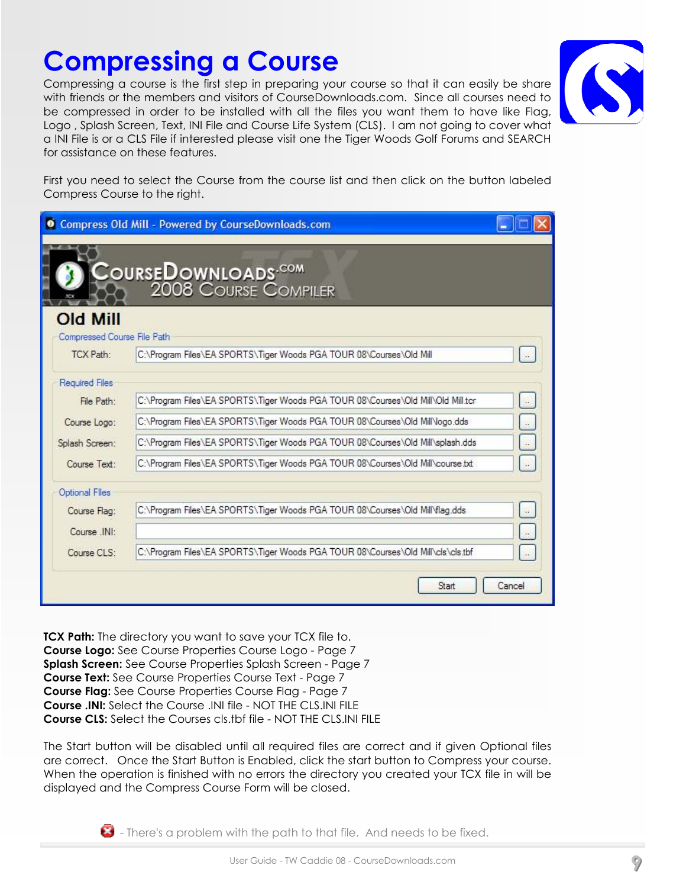# Compressing a Course

Compressing a course is the first step in preparing your course so that it can easily be share with friends or the members and visitors of CourseDownloads.com. Since all courses need to be compressed in order to be installed with all the files you want them to have like Flag, Logo , Splash Screen, Text, INI File and Course Life System (CLS). I am not going to cover what a INI File is or a CLS File if interested please visit one the Tiger Woods Golf Forums and SEARCH for assistance on these features.

First you need to select the Course from the course list and then click on the button labeled Compress Course to the right.

**TCX Path:** The directory you want to save your TCX file to.
**Course Logo:** See Course Properties Course Logo - Page 7
**Splash Screen:** See Course Properties Splash Screen - Page 7
**Course Text:** See Course Properties Course Text - Page 7
**Course Flag:** See Course Properties Course Flag - Page 7
**Course .INI:** Select the Course .INI file - NOT THE CLS.INI FILE
**Course CLS:** Select the Courses cls.tbf file - NOT THE CLS.INI FILE

The Start button will be disabled until all required files are correct and if given Optional files are correct. Once the Start Button is Enabled, click the start button to Compress your course. When the operation is finished with no errors the directory you created your TCX file in will be displayed and the Compress Course Form will be closed.

- There's a problem with the path to that file. And needs to be fixed.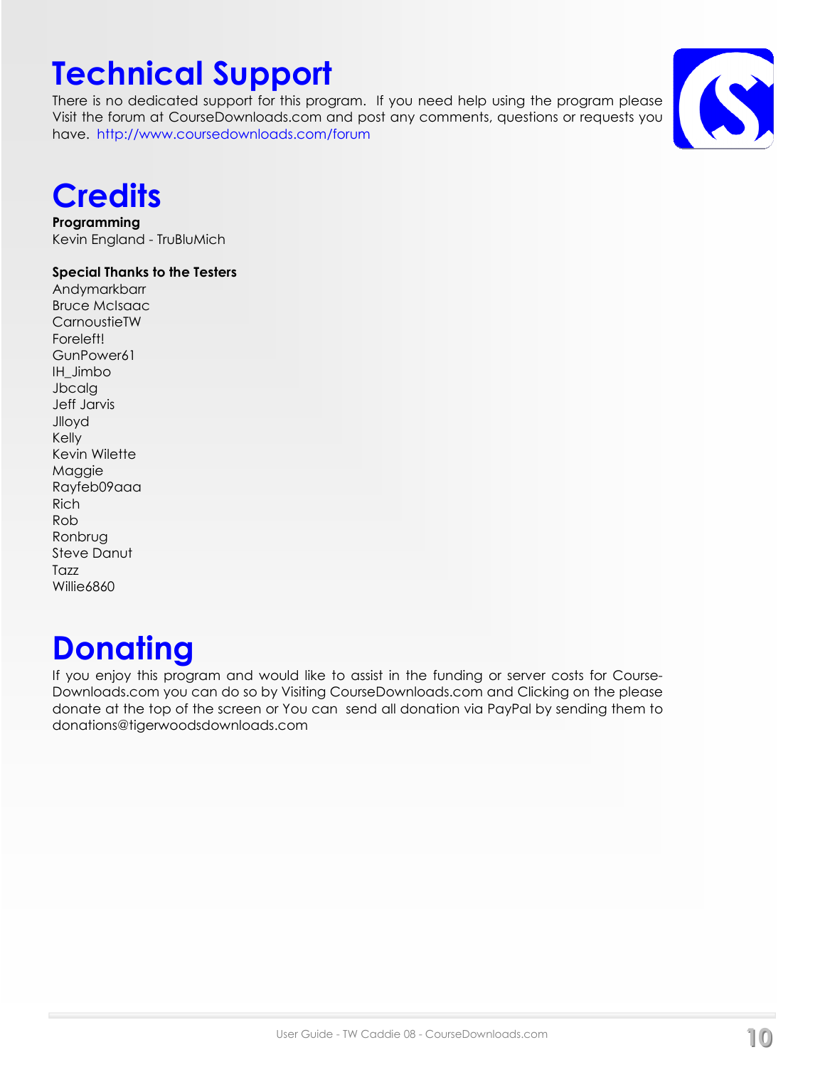# Technical Support

There is no dedicated support for this program. If you need help using the program please Visit the forum at CourseDownloads.com and post any comments, questions or requests you have. http://www.coursedownloads.com/forum

# Credits

**Programming**
Kevin England - TruBluMich

**Special Thanks to the Testers**
Andymarkbarr
Bruce McIsaac
CarnoustieTW
Foreleft!
GunPower61
IH_Jimbo
Jbcalg
Jeff Jarvis
Jlloyd
Kelly
Kevin Wilette
Maggie
Rayfeb09aaa
Rich
Rob
Ronbrug
Steve Danut
Tazz
Willie6860

# Donating

If you enjoy this program and would like to assist in the funding or server costs for Course-Downloads.com you can do so by Visiting CourseDownloads.com and Clicking on the please donate at the top of the screen or You can send all donation via PayPal by sending them to donations@tigerwoodsdownloads.com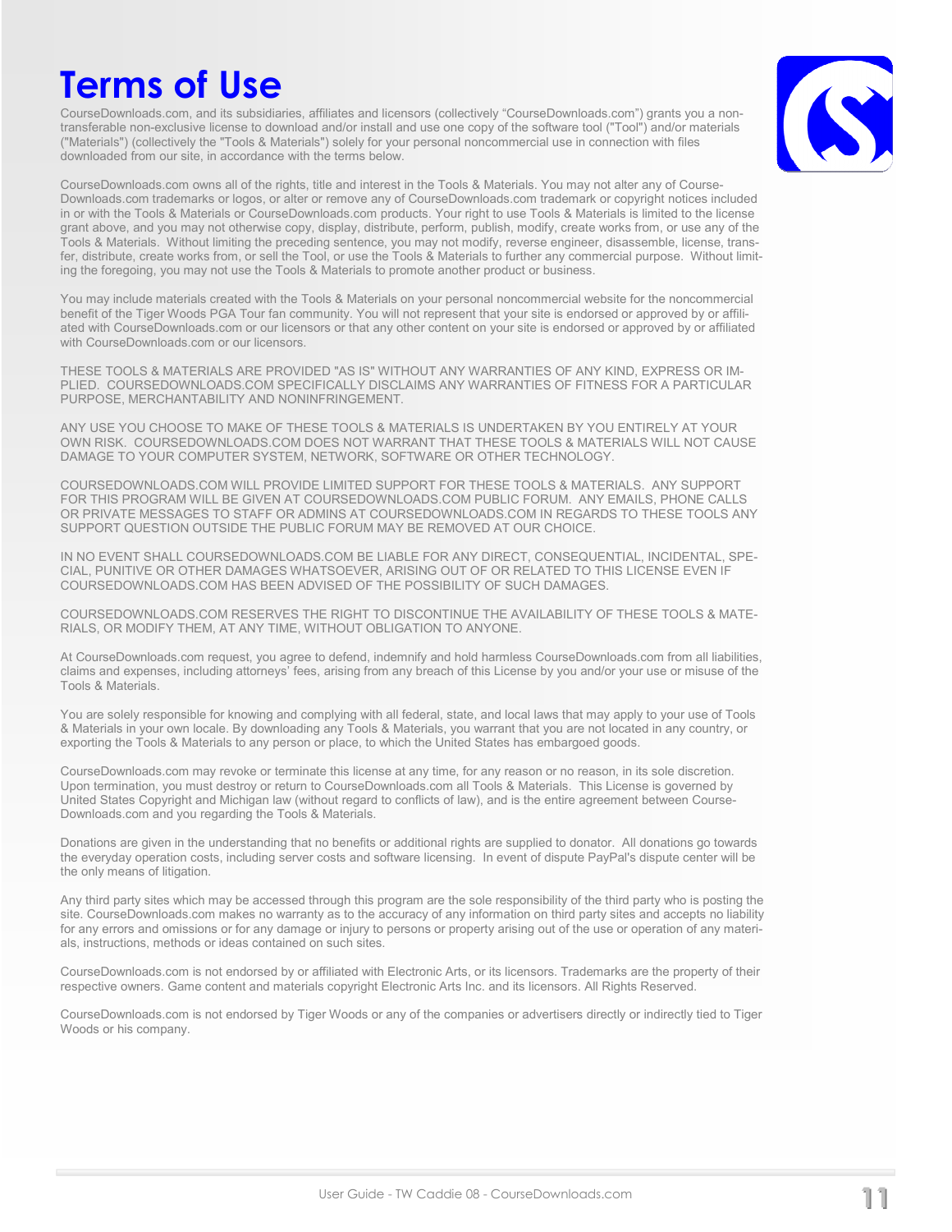# Terms of Use

CourseDownloads.com, and its subsidiaries, affiliates and licensors (collectively “CourseDownloads.com”) grants you a non-transferable non-exclusive license to download and/or install and use one copy of the software tool ("Tool") and/or materials ("Materials") (collectively the "Tools & Materials") solely for your personal noncommercial use in connection with files downloaded from our site, in accordance with the terms below.

CourseDownloads.com owns all of the rights, title and interest in the Tools & Materials. You may not alter any of CourseDownloads.com trademarks or logos, or alter or remove any of CourseDownloads.com trademark or copyright notices included in or with the Tools & Materials or CourseDownloads.com products. Your right to use Tools & Materials is limited to the license grant above, and you may not otherwise copy, display, distribute, perform, publish, modify, create works from, or use any of the Tools & Materials. Without limiting the preceding sentence, you may not modify, reverse engineer, disassemble, license, transfer, distribute, create works from, or sell the Tool, or use the Tools & Materials to further any commercial purpose. Without limiting the foregoing, you may not use the Tools & Materials to promote another product or business.

You may include materials created with the Tools & Materials on your personal noncommercial website for the noncommercial benefit of the Tiger Woods PGA Tour fan community. You will not represent that your site is endorsed or approved by or affiliated with CourseDownloads.com or our licensors or that any other content on your site is endorsed or approved by or affiliated with CourseDownloads.com or our licensors.

THESE TOOLS & MATERIALS ARE PROVIDED "AS IS" WITHOUT ANY WARRANTIES OF ANY KIND, EXPRESS OR IMPLIED. COURSEDOWNLOADS.COM SPECIFICALLY DISCLAIMS ANY WARRANTIES OF FITNESS FOR A PARTICULAR PURPOSE, MERCHANTABILITY AND NONINFRINGEMENT.

ANY USE YOU CHOOSE TO MAKE OF THESE TOOLS & MATERIALS IS UNDERTAKEN BY YOU ENTIRELY AT YOUR OWN RISK. COURSEDOWNLOADS.COM DOES NOT WARRANT THAT THESE TOOLS & MATERIALS WILL NOT CAUSE DAMAGE TO YOUR COMPUTER SYSTEM, NETWORK, SOFTWARE OR OTHER TECHNOLOGY.

COURSEDOWNLOADS.COM WILL PROVIDE LIMITED SUPPORT FOR THESE TOOLS & MATERIALS. ANY SUPPORT FOR THIS PROGRAM WILL BE GIVEN AT COURSEDOWNLOADS.COM PUBLIC FORUM. ANY EMAILS, PHONE CALLS OR PRIVATE MESSAGES TO STAFF OR ADMINS AT COURSEDOWNLOADS.COM IN REGARDS TO THESE TOOLS ANY SUPPORT QUESTION OUTSIDE THE PUBLIC FORUM MAY BE REMOVED AT OUR CHOICE.

IN NO EVENT SHALL COURSEDOWNLOADS.COM BE LIABLE FOR ANY DIRECT, CONSEQUENTIAL, INCIDENTAL, SPECIAL, PUNITIVE OR OTHER DAMAGES WHATSOEVER, ARISING OUT OF OR RELATED TO THIS LICENSE EVEN IF COURSEDOWNLOADS.COM HAS BEEN ADVISED OF THE POSSIBILITY OF SUCH DAMAGES.

COURSEDOWNLOADS.COM RESERVES THE RIGHT TO DISCONTINUE THE AVAILABILITY OF THESE TOOLS & MATERIALS, OR MODIFY THEM, AT ANY TIME, WITHOUT OBLIGATION TO ANYONE.

At CourseDownloads.com request, you agree to defend, indemnify and hold harmless CourseDownloads.com from all liabilities, claims and expenses, including attorneys’ fees, arising from any breach of this License by you and/or your use or misuse of the Tools & Materials.

You are solely responsible for knowing and complying with all federal, state, and local laws that may apply to your use of Tools & Materials in your own locale. By downloading any Tools & Materials, you warrant that you are not located in any country, or exporting the Tools & Materials to any person or place, to which the United States has embargoed goods.

CourseDownloads.com may revoke or terminate this license at any time, for any reason or no reason, in its sole discretion. Upon termination, you must destroy or return to CourseDownloads.com all Tools & Materials. This License is governed by United States Copyright and Michigan law (without regard to conflicts of law), and is the entire agreement between CourseDownloads.com and you regarding the Tools & Materials.

Donations are given in the understanding that no benefits or additional rights are supplied to donator. All donations go towards the everyday operation costs, including server costs and software licensing. In event of dispute PayPal's dispute center will be the only means of litigation.

Any third party sites which may be accessed through this program are the sole responsibility of the third party who is posting the site. CourseDownloads.com makes no warranty as to the accuracy of any information on third party sites and accepts no liability for any errors and omissions or for any damage or injury to persons or property arising out of the use or operation of any materials, instructions, methods or ideas contained on such sites.

CourseDownloads.com is not endorsed by or affiliated with Electronic Arts, or its licensors. Trademarks are the property of their respective owners. Game content and materials copyright Electronic Arts Inc. and its licensors. All Rights Reserved.

CourseDownloads.com is not endorsed by Tiger Woods or any of the companies or advertisers directly or indirectly tied to Tiger Woods or his company.